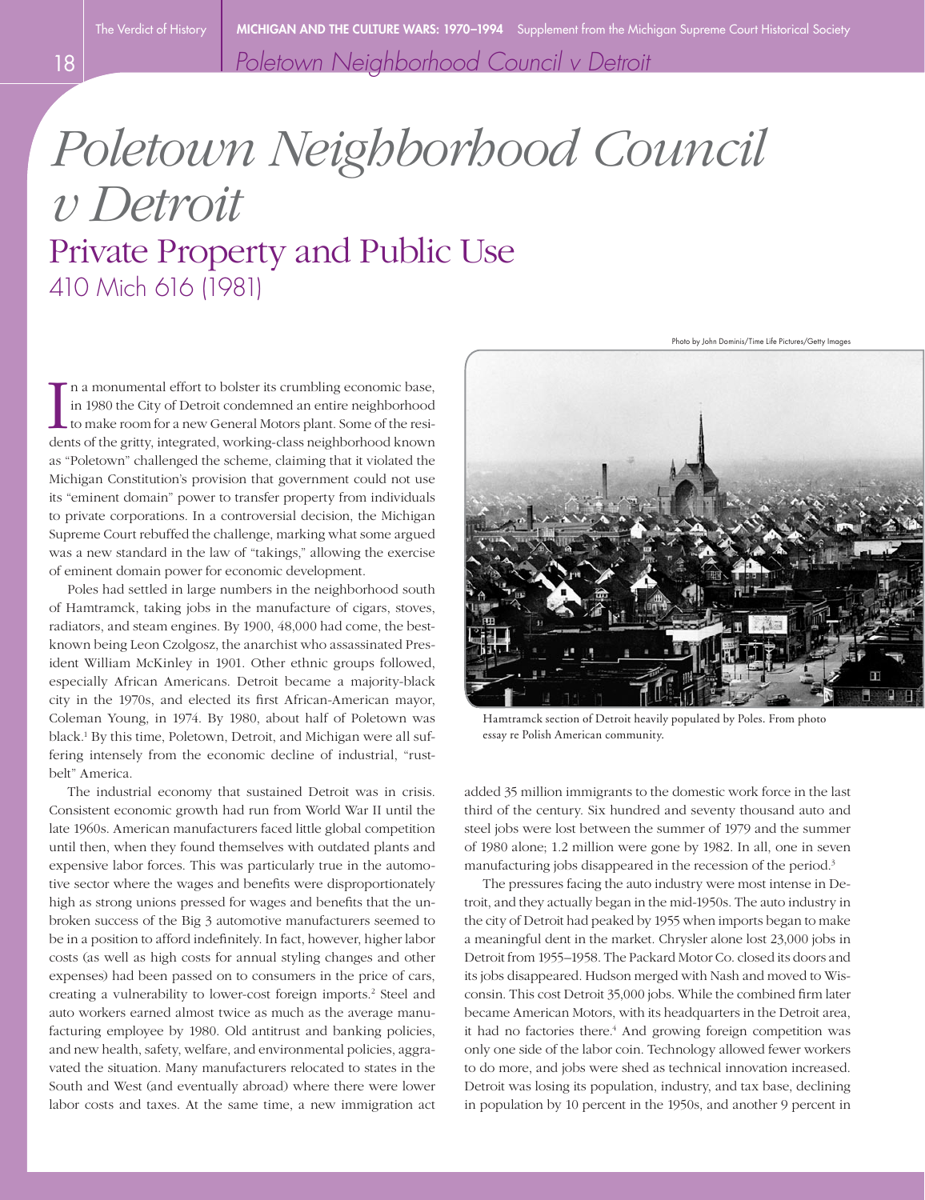# *Poletown Neighborhood Council v Detroit*

## Private Property and Public Use

410 Mich 616 (1981)

In a monumental effort to bolster its crumbling economic base, in 1980 the City of Detroit condemned an entire neighborhood to make room for a new General Motors plant. Some of the residents of the gritty, integrated, working-class neighborhood known as "Poletown" challenged the scheme, claiming that it violated the Michigan Constitution's provision that government could not use its "eminent domain" power to transfer property from individuals to private corporations. In a controversial decision, the Michigan Supreme Court rebuffed the challenge, marking what some argued was a new standard in the law of "takings," allowing the exercise of eminent domain power for economic development.

Poles had settled in large numbers in the neighborhood south of Hamtramck, taking jobs in the manufacture of cigars, stoves, radiators, and steam engines. By 1900, 48,000 had come, the best-known being Leon Czolgosz, the anarchist who assassinated President William McKinley in 1901. Other ethnic groups followed, especially African Americans. Detroit became a majority-black city in the 1970s, and elected its first African-American mayor, Coleman Young, in 1974. By 1980, about half of Poletown was black.[1] By this time, Poletown, Detroit, and Michigan were all suffering intensely from the economic decline of industrial, "rust-belt" America.

The industrial economy that sustained Detroit was in crisis. Consistent economic growth had run from World War II until the late 1960s. American manufacturers faced little global competition until then, when they found themselves with outdated plants and expensive labor forces. This was particularly true in the automotive sector where the wages and benefits were disproportionately high as strong unions pressed for wages and benefits that the unbroken success of the Big 3 automotive manufacturers seemed to be in a position to afford indefinitely. In fact, however, higher labor costs (as well as high costs for annual styling changes and other expenses) had been passed on to consumers in the price of cars, creating a vulnerability to lower-cost foreign imports.[2] Steel and auto workers earned almost twice as much as the average manufacturing employee by 1980. Old antitrust and banking policies, and new health, safety, welfare, and environmental policies, aggravated the situation. Many manufacturers relocated to states in the South and West (and eventually abroad) where there were lower labor costs and taxes. At the same time, a new immigration act added 35 million immigrants to the domestic work force in the last third of the century. Six hundred and seventy thousand auto and steel jobs were lost between the summer of 1979 and the summer of 1980 alone; 1.2 million were gone by 1982. In all, one in seven manufacturing jobs disappeared in the recession of the period.[3]

Photo by John Dominis/Time Life Pictures/Getty Images

Hamtramck section of Detroit heavily populated by Poles. From photo essay re Polish American community.

The pressures facing the auto industry were most intense in Detroit, and they actually began in the mid-1950s. The auto industry in the city of Detroit had peaked by 1955 when imports began to make a meaningful dent in the market. Chrysler alone lost 23,000 jobs in Detroit from 1955–1958. The Packard Motor Co. closed its doors and its jobs disappeared. Hudson merged with Nash and moved to Wisconsin. This cost Detroit 35,000 jobs. While the combined firm later became American Motors, with its headquarters in the Detroit area, it had no factories there.[4] And growing foreign competition was only one side of the labor coin. Technology allowed fewer workers to do more, and jobs were shed as technical innovation increased. Detroit was losing its population, industry, and tax base, declining in population by 10 percent in the 1950s, and another 9 percent in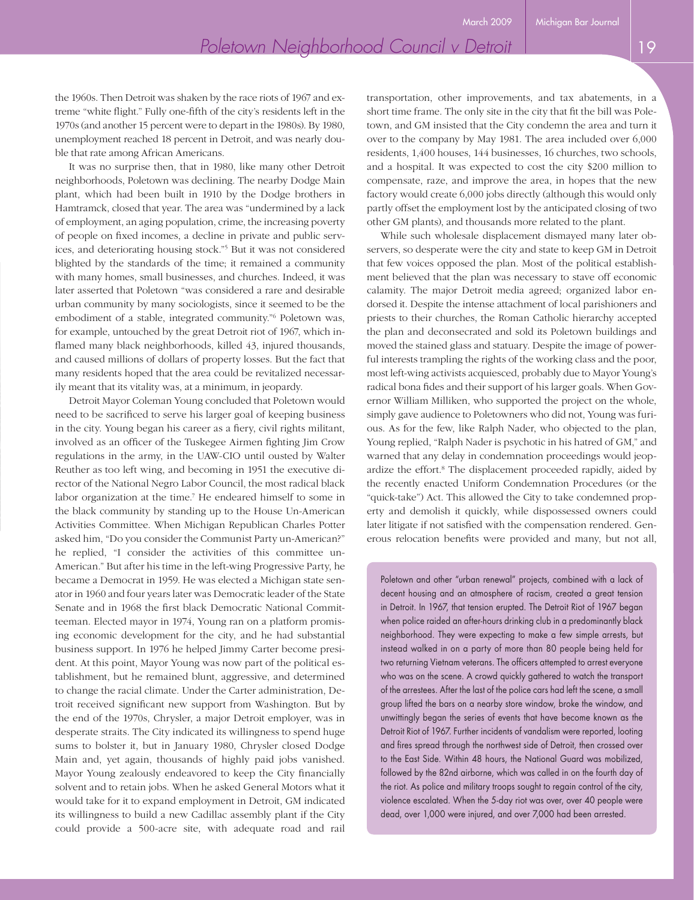the 1960s. Then Detroit was shaken by the race riots of 1967 and extreme "white flight." Fully one-fifth of the city's residents left in the 1970s (and another 15 percent were to depart in the 1980s). By 1980, unemployment reached 18 percent in Detroit, and was nearly double that rate among African Americans.

It was no surprise then, that in 1980, like many other Detroit neighborhoods, Poletown was declining. The nearby Dodge Main plant, which had been built in 1910 by the Dodge brothers in Hamtramck, closed that year. The area was "undermined by a lack of employment, an aging population, crime, the increasing poverty of people on fixed incomes, a decline in private and public services, and deteriorating housing stock."[5] But it was not considered blighted by the standards of the time; it remained a community with many homes, small businesses, and churches. Indeed, it was later asserted that Poletown "was considered a rare and desirable urban community by many sociologists, since it seemed to be the embodiment of a stable, integrated community."[6] Poletown was, for example, untouched by the great Detroit riot of 1967, which inflamed many black neighborhoods, killed 43, injured thousands, and caused millions of dollars of property losses. But the fact that many residents hoped that the area could be revitalized necessarily meant that its vitality was, at a minimum, in jeopardy.

Detroit Mayor Coleman Young concluded that Poletown would need to be sacrificed to serve his larger goal of keeping business in the city. Young began his career as a fiery, civil rights militant, involved as an officer of the Tuskegee Airmen fighting Jim Crow regulations in the army, in the UAW-CIO until ousted by Walter Reuther as too left wing, and becoming in 1951 the executive director of the National Negro Labor Council, the most radical black labor organization at the time.[7] He endeared himself to some in the black community by standing up to the House Un-American Activities Committee. When Michigan Republican Charles Potter asked him, "Do you consider the Communist Party un-American?" he replied, "I consider the activities of this committee un-American." But after his time in the left-wing Progressive Party, he became a Democrat in 1959. He was elected a Michigan state senator in 1960 and four years later was Democratic leader of the State Senate and in 1968 the first black Democratic National Committeeman. Elected mayor in 1974, Young ran on a platform promising economic development for the city, and he had substantial business support. In 1976 he helped Jimmy Carter become president. At this point, Mayor Young was now part of the political establishment, but he remained blunt, aggressive, and determined to change the racial climate. Under the Carter administration, Detroit received significant new support from Washington. But by the end of the 1970s, Chrysler, a major Detroit employer, was in desperate straits. The City indicated its willingness to spend huge sums to bolster it, but in January 1980, Chrysler closed Dodge Main and, yet again, thousands of highly paid jobs vanished. Mayor Young zealously endeavored to keep the City financially solvent and to retain jobs. When he asked General Motors what it would take for it to expand employment in Detroit, GM indicated its willingness to build a new Cadillac assembly plant if the City could provide a 500-acre site, with adequate road and rail transportation, other improvements, and tax abatements, in a short time frame. The only site in the city that fit the bill was Poletown, and GM insisted that the City condemn the area and turn it over to the company by May 1981. The area included over 6,000 residents, 1,400 houses, 144 businesses, 16 churches, two schools, and a hospital. It was expected to cost the city $200 million to compensate, raze, and improve the area, in hopes that the new factory would create 6,000 jobs directly (although this would only partly offset the employment lost by the anticipated closing of two other GM plants), and thousands more related to the plant.

While such wholesale displacement dismayed many later observers, so desperate were the city and state to keep GM in Detroit that few voices opposed the plan. Most of the political establishment believed that the plan was necessary to stave off economic calamity. The major Detroit media agreed; organized labor endorsed it. Despite the intense attachment of local parishioners and priests to their churches, the Roman Catholic hierarchy accepted the plan and deconsecrated and sold its Poletown buildings and moved the stained glass and statuary. Despite the image of powerful interests trampling the rights of the working class and the poor, most left-wing activists acquiesced, probably due to Mayor Young's radical bona fides and their support of his larger goals. When Governor William Milliken, who supported the project on the whole, simply gave audience to Poletowners who did not, Young was furious. As for the few, like Ralph Nader, who objected to the plan, Young replied, "Ralph Nader is psychotic in his hatred of GM," and warned that any delay in condemnation proceedings would jeopardize the effort.[8] The displacement proceeded rapidly, aided by the recently enacted Uniform Condemnation Procedures (or the "quick-take") Act. This allowed the City to take condemned property and demolish it quickly, while dispossessed owners could later litigate if not satisfied with the compensation rendered. Generous relocation benefits were provided and many, but not all,

> Poletown and other "urban renewal" projects, combined with a lack of decent housing and an atmosphere of racism, created a great tension in Detroit. In 1967, that tension erupted. The Detroit Riot of 1967 began when police raided an after-hours drinking club in a predominantly black neighborhood. They were expecting to make a few simple arrests, but instead walked in on a party of more than 80 people being held for two returning Vietnam veterans. The officers attempted to arrest everyone who was on the scene. A crowd quickly gathered to watch the transport of the arrestees. After the last of the police cars had left the scene, a small group lifted the bars on a nearby store window, broke the window, and unwittingly began the series of events that have become known as the Detroit Riot of 1967. Further incidents of vandalism were reported, looting and fires spread through the northwest side of Detroit, then crossed over to the East Side. Within 48 hours, the National Guard was mobilized, followed by the 82nd airborne, which was called in on the fourth day of the riot. As police and military troops sought to regain control of the city, violence escalated. When the 5-day riot was over, over 40 people were dead, over 1,000 were injured, and over 7,000 had been arrested.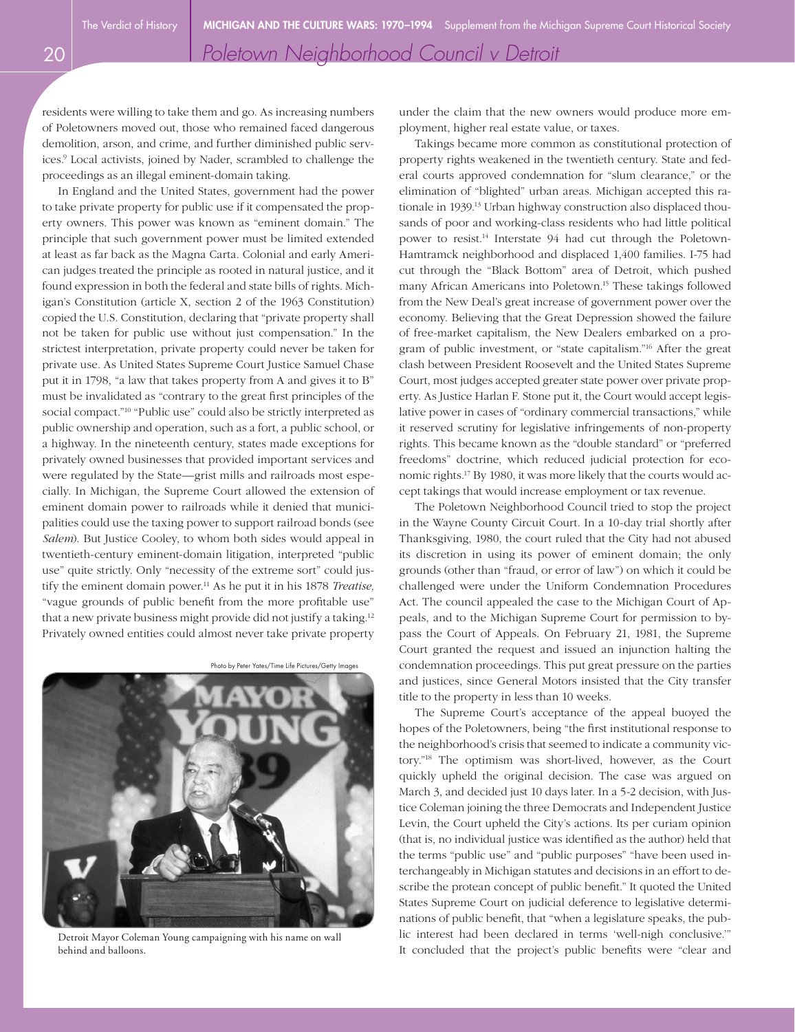residents were willing to take them and go. As increasing numbers of Poletowners moved out, those who remained faced dangerous demolition, arson, and crime, and further diminished public services.[9] Local activists, joined by Nader, scrambled to challenge the proceedings as an illegal eminent-domain taking.

In England and the United States, government had the power to take private property for public use if it compensated the property owners. This power was known as "eminent domain." The principle that such government power must be limited extended at least as far back as the Magna Carta. Colonial and early American judges treated the principle as rooted in natural justice, and it found expression in both the federal and state bills of rights. Michigan's Constitution (article X, section 2 of the 1963 Constitution) copied the U.S. Constitution, declaring that "private property shall not be taken for public use without just compensation." In the strictest interpretation, private property could never be taken for private use. As United States Supreme Court Justice Samuel Chase put it in 1798, "a law that takes property from A and gives it to B" must be invalidated as "contrary to the great first principles of the social compact."[10] "Public use" could also be strictly interpreted as public ownership and operation, such as a fort, a public school, or a highway. In the nineteenth century, states made exceptions for privately owned businesses that provided important services and were regulated by the State—grist mills and railroads most especially. In Michigan, the Supreme Court allowed the extension of eminent domain power to railroads while it denied that municipalities could use the taxing power to support railroad bonds (see *Salem*). But Justice Cooley, to whom both sides would appeal in twentieth-century eminent-domain litigation, interpreted "public use" quite strictly. Only "necessity of the extreme sort" could justify the eminent domain power.[11] As he put it in his 1878 *Treatise,* "vague grounds of public benefit from the more profitable use" that a new private business might provide did not justify a taking.[12] Privately owned entities could almost never take private property under the claim that the new owners would produce more employment, higher real estate value, or taxes.

Photo by Peter Yates/Time Life Pictures/Getty Images

Detroit Mayor Coleman Young campaigning with his name on wall behind and balloons.

Takings became more common as constitutional protection of property rights weakened in the twentieth century. State and federal courts approved condemnation for "slum clearance," or the elimination of "blighted" urban areas. Michigan accepted this rationale in 1939.[13] Urban highway construction also displaced thousands of poor and working-class residents who had little political power to resist.[14] Interstate 94 had cut through the Poletown-Hamtramck neighborhood and displaced 1,400 families. I-75 had cut through the "Black Bottom" area of Detroit, which pushed many African Americans into Poletown.[15] These takings followed from the New Deal's great increase of government power over the economy. Believing that the Great Depression showed the failure of free-market capitalism, the New Dealers embarked on a program of public investment, or "state capitalism."[16] After the great clash between President Roosevelt and the United States Supreme Court, most judges accepted greater state power over private property. As Justice Harlan F. Stone put it, the Court would accept legislative power in cases of "ordinary commercial transactions," while it reserved scrutiny for legislative infringements of non-property rights. This became known as the "double standard" or "preferred freedoms" doctrine, which reduced judicial protection for economic rights.[17] By 1980, it was more likely that the courts would accept takings that would increase employment or tax revenue.

The Poletown Neighborhood Council tried to stop the project in the Wayne County Circuit Court. In a 10-day trial shortly after Thanksgiving, 1980, the court ruled that the City had not abused its discretion in using its power of eminent domain; the only grounds (other than "fraud, or error of law") on which it could be challenged were under the Uniform Condemnation Procedures Act. The council appealed the case to the Michigan Court of Appeals, and to the Michigan Supreme Court for permission to bypass the Court of Appeals. On February 21, 1981, the Supreme Court granted the request and issued an injunction halting the condemnation proceedings. This put great pressure on the parties and justices, since General Motors insisted that the City transfer title to the property in less than 10 weeks.

The Supreme Court's acceptance of the appeal buoyed the hopes of the Poletowners, being "the first institutional response to the neighborhood's crisis that seemed to indicate a community victory."[18] The optimism was short-lived, however, as the Court quickly upheld the original decision. The case was argued on March 3, and decided just 10 days later. In a 5-2 decision, with Justice Coleman joining the three Democrats and Independent Justice Levin, the Court upheld the City's actions. Its per curiam opinion (that is, no individual justice was identified as the author) held that the terms "public use" and "public purposes" "have been used interchangeably in Michigan statutes and decisions in an effort to describe the protean concept of public benefit." It quoted the United States Supreme Court on judicial deference to legislative determinations of public benefit, that "when a legislature speaks, the public interest had been declared in terms 'well-nigh conclusive.'" It concluded that the project's public benefits were "clear and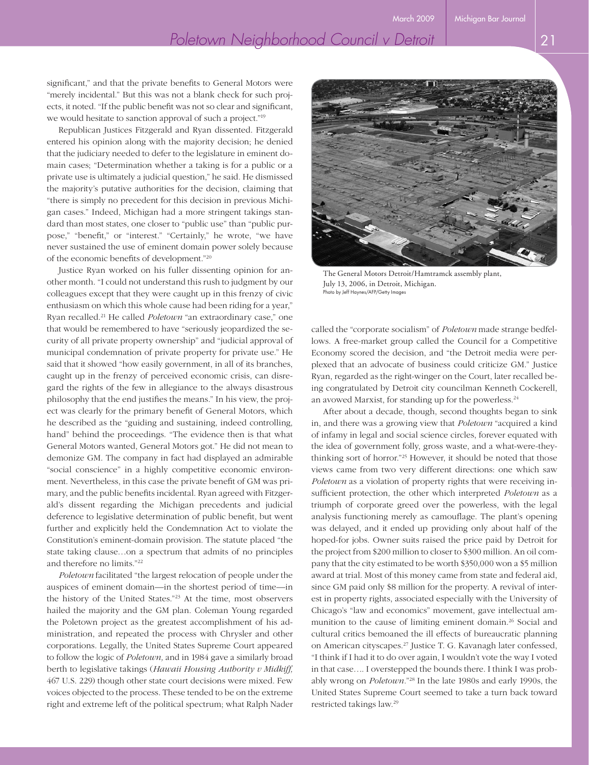significant," and that the private benefits to General Motors were "merely incidental." But this was not a blank check for such projects, it noted. "If the public benefit was not so clear and significant, we would hesitate to sanction approval of such a project."[19]

Republican Justices Fitzgerald and Ryan dissented. Fitzgerald entered his opinion along with the majority decision; he denied that the judiciary needed to defer to the legislature in eminent domain cases; "Determination whether a taking is for a public or a private use is ultimately a judicial question," he said. He dismissed the majority's putative authorities for the decision, claiming that "there is simply no precedent for this decision in previous Michigan cases." Indeed, Michigan had a more stringent takings standard than most states, one closer to "public use" than "public purpose," "benefit," or "interest." "Certainly," he wrote, "we have never sustained the use of eminent domain power solely because of the economic benefits of development."[20]

Justice Ryan worked on his fuller dissenting opinion for another month. "I could not understand this rush to judgment by our colleagues except that they were caught up in this frenzy of civic enthusiasm on which this whole cause had been riding for a year," Ryan recalled.[21] He called *Poletown* "an extraordinary case," one that would be remembered to have "seriously jeopardized the security of all private property ownership" and "judicial approval of municipal condemnation of private property for private use." He said that it showed "how easily government, in all of its branches, caught up in the frenzy of perceived economic crisis, can disregard the rights of the few in allegiance to the always disastrous philosophy that the end justifies the means." In his view, the project was clearly for the primary benefit of General Motors, which he described as the "guiding and sustaining, indeed controlling, hand" behind the proceedings. "The evidence then is that what General Motors wanted, General Motors got." He did not mean to demonize GM. The company in fact had displayed an admirable "social conscience" in a highly competitive economic environment. Nevertheless, in this case the private benefit of GM was primary, and the public benefits incidental. Ryan agreed with Fitzgerald's dissent regarding the Michigan precedents and judicial deference to legislative determination of public benefit, but went further and explicitly held the Condemnation Act to violate the Constitution's eminent-domain provision. The statute placed "the state taking clause…on a spectrum that admits of no principles and therefore no limits."[22]

*Poletown* facilitated "the largest relocation of people under the auspices of eminent domain—in the shortest period of time—in the history of the United States."[23] At the time, most observers hailed the majority and the GM plan. Coleman Young regarded the Poletown project as the greatest accomplishment of his administration, and repeated the process with Chrysler and other corporations. Legally, the United States Supreme Court appeared to follow the logic of *Poletown*, and in 1984 gave a similarly broad berth to legislative takings (*Hawaii Housing Authority v Midkiff*, 467 U.S. 229) though other state court decisions were mixed. Few voices objected to the process. These tended to be on the extreme right and extreme left of the political spectrum; what Ralph Nader called the "corporate socialism" of *Poletown* made strange bedfellows. A free-market group called the Council for a Competitive Economy scored the decision, and "the Detroit media were perplexed that an advocate of business could criticize GM." Justice Ryan, regarded as the right-winger on the Court, later recalled being congratulated by Detroit city councilman Kenneth Cockerell, an avowed Marxist, for standing up for the powerless.[24]

The General Motors Detroit/Hamtramck assembly plant, July 13, 2006, in Detroit, Michigan.
Photo by Jeff Haynes/AFP/Getty Images

After about a decade, though, second thoughts began to sink in, and there was a growing view that *Poletown* "acquired a kind of infamy in legal and social science circles, forever equated with the idea of government folly, gross waste, and a what-were-they-thinking sort of horror."[25] However, it should be noted that those views came from two very different directions: one which saw *Poletown* as a violation of property rights that were receiving insufficient protection, the other which interpreted *Poletown* as a triumph of corporate greed over the powerless, with the legal analysis functioning merely as camouflage. The plant's opening was delayed, and it ended up providing only about half of the hoped-for jobs. Owner suits raised the price paid by Detroit for the project from $200 million to closer to $300 million. An oil company that the city estimated to be worth $350,000 won a $5 million award at trial. Most of this money came from state and federal aid, since GM paid only $8 million for the property. A revival of interest in property rights, associated especially with the University of Chicago's "law and economics" movement, gave intellectual ammunition to the cause of limiting eminent domain.[26] Social and cultural critics bemoaned the ill effects of bureaucratic planning on American cityscapes.[27] Justice T. G. Kavanagh later confessed, "I think if I had it to do over again, I wouldn't vote the way I voted in that case…. I overstepped the bounds there. I think I was probably wrong on *Poletown*."[28] In the late 1980s and early 1990s, the United States Supreme Court seemed to take a turn back toward restricted takings law.[29]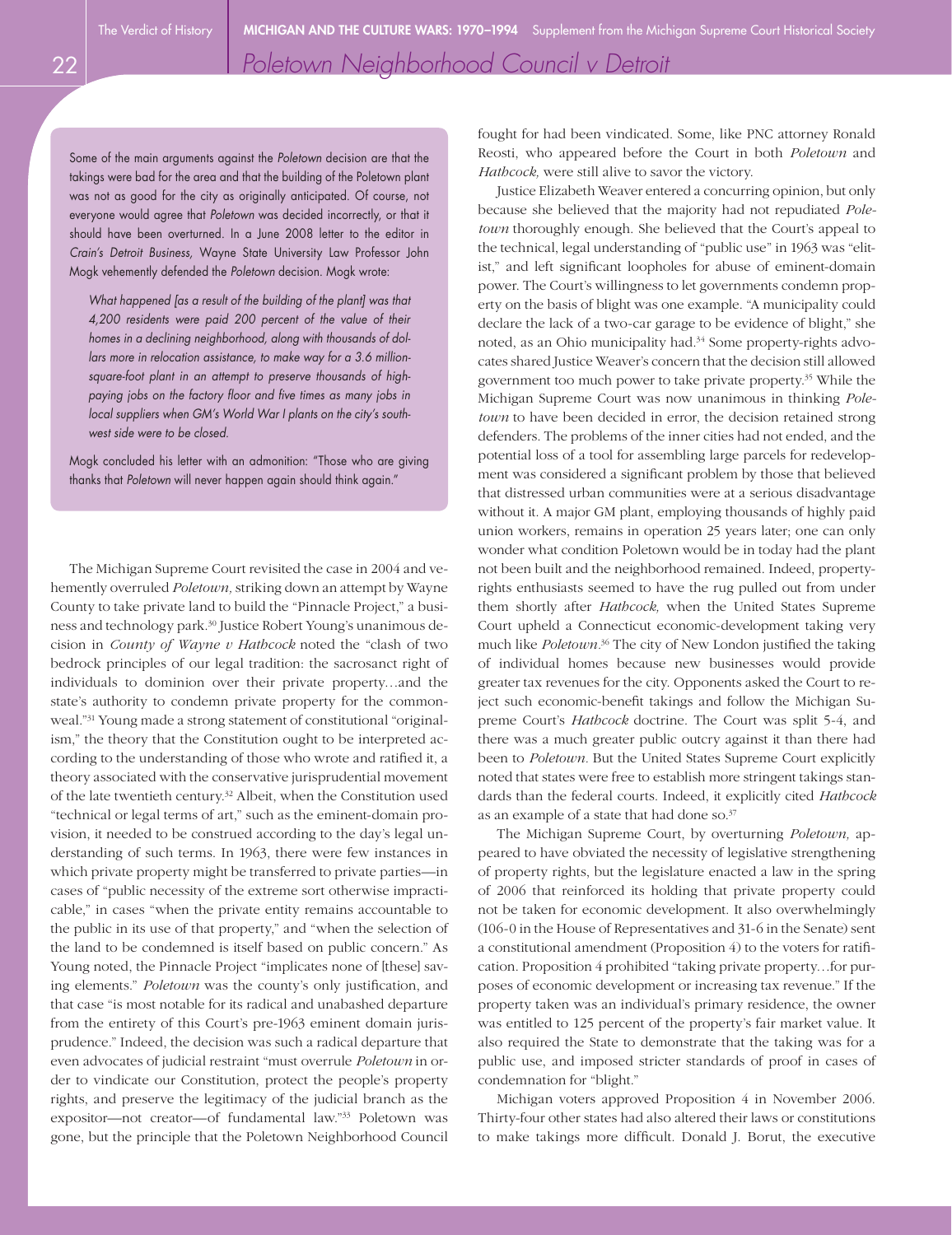Some of the main arguments against the *Poletown* decision are that the takings were bad for the area and that the building of the Poletown plant was not as good for the city as originally anticipated. Of course, not everyone would agree that *Poletown* was decided incorrectly, or that it should have been overturned. In a June 2008 letter to the editor in *Crain's Detroit Business,* Wayne State University Law Professor John Mogk vehemently defended the *Poletown* decision. Mogk wrote:

> *What happened [as a result of the building of the plant] was that 4,200 residents were paid 200 percent of the value of their homes in a declining neighborhood, along with thousands of dollars more in relocation assistance, to make way for a 3.6 million-square-foot plant in an attempt to preserve thousands of high-paying jobs on the factory floor and five times as many jobs in local suppliers when GM's World War I plants on the city's southwest side were to be closed.*

Mogk concluded his letter with an admonition: "Those who are giving thanks that *Poletown* will never happen again should think again."

The Michigan Supreme Court revisited the case in 2004 and vehemently overruled *Poletown,* striking down an attempt by Wayne County to take private land to build the "Pinnacle Project," a business and technology park.[30] Justice Robert Young's unanimous decision in *County of Wayne v Hathcock* noted the "clash of two bedrock principles of our legal tradition: the sacrosanct right of individuals to dominion over their private property…and the state's authority to condemn private property for the commonweal."[31] Young made a strong statement of constitutional "originalism," the theory that the Constitution ought to be interpreted according to the understanding of those who wrote and ratified it, a theory associated with the conservative jurisprudential movement of the late twentieth century.[32] Albeit, when the Constitution used "technical or legal terms of art," such as the eminent-domain provision, it needed to be construed according to the day's legal understanding of such terms. In 1963, there were few instances in which private property might be transferred to private parties—in cases of "public necessity of the extreme sort otherwise impracticable," in cases "when the private entity remains accountable to the public in its use of that property," and "when the selection of the land to be condemned is itself based on public concern." As Young noted, the Pinnacle Project "implicates none of [these] saving elements." *Poletown* was the county's only justification, and that case "is most notable for its radical and unabashed departure from the entirety of this Court's pre-1963 eminent domain jurisprudence." Indeed, the decision was such a radical departure that even advocates of judicial restraint "must overrule *Poletown* in order to vindicate our Constitution, protect the people's property rights, and preserve the legitimacy of the judicial branch as the expositor—not creator—of fundamental law."[33] Poletown was gone, but the principle that the Poletown Neighborhood Council fought for had been vindicated. Some, like PNC attorney Ronald Reosti, who appeared before the Court in both *Poletown* and *Hathcock,* were still alive to savor the victory.

Justice Elizabeth Weaver entered a concurring opinion, but only because she believed that the majority had not repudiated *Poletown* thoroughly enough. She believed that the Court's appeal to the technical, legal understanding of "public use" in 1963 was "elitist," and left significant loopholes for abuse of eminent-domain power. The Court's willingness to let governments condemn property on the basis of blight was one example. "A municipality could declare the lack of a two-car garage to be evidence of blight," she noted, as an Ohio municipality had.[34] Some property-rights advocates shared Justice Weaver's concern that the decision still allowed government too much power to take private property.[35] While the Michigan Supreme Court was now unanimous in thinking *Poletown* to have been decided in error, the decision retained strong defenders. The problems of the inner cities had not ended, and the potential loss of a tool for assembling large parcels for redevelopment was considered a significant problem by those that believed that distressed urban communities were at a serious disadvantage without it. A major GM plant, employing thousands of highly paid union workers, remains in operation 25 years later; one can only wonder what condition Poletown would be in today had the plant not been built and the neighborhood remained. Indeed, property-rights enthusiasts seemed to have the rug pulled out from under them shortly after *Hathcock,* when the United States Supreme Court upheld a Connecticut economic-development taking very much like *Poletown*.[36] The city of New London justified the taking of individual homes because new businesses would provide greater tax revenues for the city. Opponents asked the Court to reject such economic-benefit takings and follow the Michigan Supreme Court's *Hathcock* doctrine. The Court was split 5-4, and there was a much greater public outcry against it than there had been to *Poletown*. But the United States Supreme Court explicitly noted that states were free to establish more stringent takings standards than the federal courts. Indeed, it explicitly cited *Hathcock* as an example of a state that had done so.[37]

The Michigan Supreme Court, by overturning *Poletown,* appeared to have obviated the necessity of legislative strengthening of property rights, but the legislature enacted a law in the spring of 2006 that reinforced its holding that private property could not be taken for economic development. It also overwhelmingly (106-0 in the House of Representatives and 31-6 in the Senate) sent a constitutional amendment (Proposition 4) to the voters for ratification. Proposition 4 prohibited "taking private property…for purposes of economic development or increasing tax revenue." If the property taken was an individual's primary residence, the owner was entitled to 125 percent of the property's fair market value. It also required the State to demonstrate that the taking was for a public use, and imposed stricter standards of proof in cases of condemnation for "blight."

Michigan voters approved Proposition 4 in November 2006. Thirty-four other states had also altered their laws or constitutions to make takings more difficult. Donald J. Borut, the executive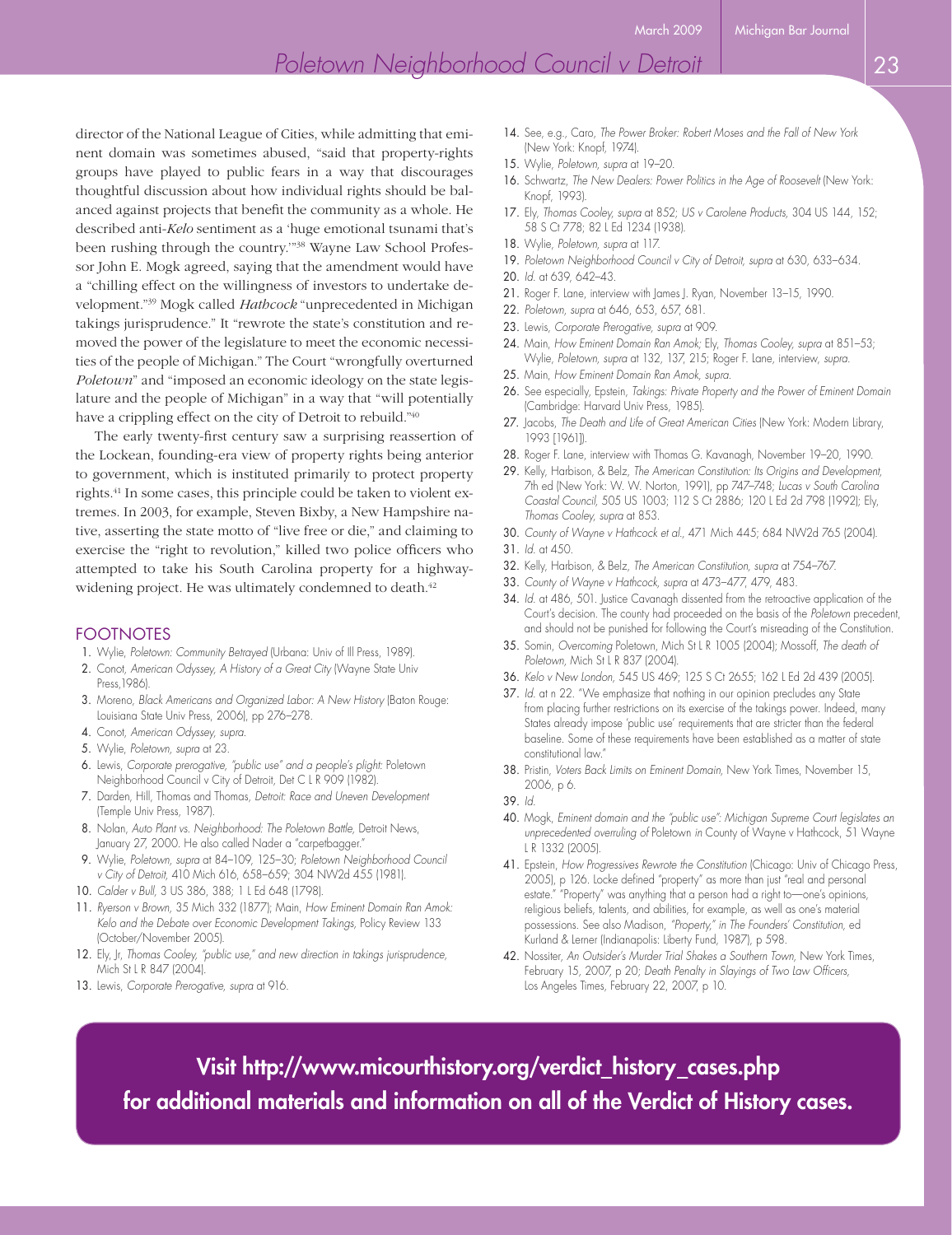director of the National League of Cities, while admitting that eminent domain was sometimes abused, "said that property-rights groups have played to public fears in a way that discourages thoughtful discussion about how individual rights should be balanced against projects that benefit the community as a whole. He described anti-*Kelo* sentiment as a 'huge emotional tsunami that's been rushing through the country.'"[38] Wayne Law School Professor John E. Mogk agreed, saying that the amendment would have a "chilling effect on the willingness of investors to undertake development."[39] Mogk called *Hathcock* "unprecedented in Michigan takings jurisprudence." It "rewrote the state's constitution and removed the power of the legislature to meet the economic necessities of the people of Michigan." The Court "wrongfully overturned *Poletown*" and "imposed an economic ideology on the state legislature and the people of Michigan" in a way that "will potentially have a crippling effect on the city of Detroit to rebuild."[40]

The early twenty-first century saw a surprising reassertion of the Lockean, founding-era view of property rights being anterior to government, which is instituted primarily to protect property rights.[41] In some cases, this principle could be taken to violent extremes. In 2003, for example, Steven Bixby, a New Hampshire native, asserting the state motto of "live free or die," and claiming to exercise the "right to revolution," killed two police officers who attempted to take his South Carolina property for a highway-widening project. He was ultimately condemned to death.[42]

## FOOTNOTES

1. Wylie, *Poletown: Community Betrayed* (Urbana: Univ of Ill Press, 1989).
2. Conot, *American Odyssey, A History of a Great City* (Wayne State Univ Press,1986).
3. Moreno, *Black Americans and Organized Labor: A New History* (Baton Rouge: Louisiana State Univ Press, 2006), pp 276–278.
4. Conot, *American Odyssey, supra.*
5. Wylie, *Poletown, supra* at 23.
6. Lewis, *Corporate prerogative, "public use" and a people's plight:* Poletown Neighborhood Council v City of Detroit, Det C L R 909 (1982).
7. Darden, Hill, Thomas and Thomas, *Detroit: Race and Uneven Development* (Temple Univ Press, 1987).
8. Nolan, *Auto Plant vs. Neighborhood: The Poletown Battle,* Detroit News, January 27, 2000. He also called Nader a "carpetbagger."
9. Wylie, *Poletown, supra* at 84–109, 125–30; *Poletown Neighborhood Council v City of Detroit,* 410 Mich 616, 658–659; 304 NW2d 455 (1981).
10. *Calder v Bull,* 3 US 386, 388; 1 L Ed 648 (1798).
11. *Ryerson v Brown,* 35 Mich 332 (1877); Main, *How Eminent Domain Ran Amok: Kelo and the Debate over Economic Development Takings,* Policy Review 133 (October/November 2005).
12. Ely, Jr, *Thomas Cooley, "public use," and new direction in takings jurisprudence,* Mich St L R 847 (2004).
13. Lewis, *Corporate Prerogative, supra* at 916.
14. See, e.g., Caro, *The Power Broker: Robert Moses and the Fall of New York* (New York: Knopf, 1974).
15. Wylie, *Poletown, supra* at 19–20.
16. Schwartz, *The New Dealers: Power Politics in the Age of Roosevelt* (New York: Knopf, 1993).
17. Ely, *Thomas Cooley, supra* at 852; *US v Carolene Products,* 304 US 144, 152; 58 S Ct 778; 82 L Ed 1234 (1938).
18. Wylie, *Poletown, supra* at 117.
19. *Poletown Neighborhood Council v City of Detroit, supra* at 630, 633–634.
20. *Id.* at 639, 642–43.
21. Roger F. Lane, interview with James J. Ryan, November 13–15, 1990.
22. *Poletown, supra* at 646, 653, 657, 681.
23. Lewis, *Corporate Prerogative, supra* at 909.
24. Main, *How Eminent Domain Ran Amok;* Ely, *Thomas Cooley, supra* at 851–53; Wylie, *Poletown, supra* at 132, 137, 215; Roger F. Lane, interview, *supra.*
25. Main, *How Eminent Domain Ran Amok, supra.*
26. See especially, Epstein, *Takings: Private Property and the Power of Eminent Domain* (Cambridge: Harvard Univ Press, 1985).
27. Jacobs, *The Death and Life of Great American Cities* (New York: Modern Library, 1993 [1961]).
28. Roger F. Lane, interview with Thomas G. Kavanagh, November 19–20, 1990.
29. Kelly, Harbison, & Belz, *The American Constitution: Its Origins and Development,* 7th ed (New York: W. W. Norton, 1991), pp 747–748; *Lucas v South Carolina Coastal Council,* 505 US 1003; 112 S Ct 2886; 120 L Ed 2d 798 (1992); Ely, *Thomas Cooley, supra* at 853.
30. *County of Wayne v Hathcock et al.,* 471 Mich 445; 684 NW2d 765 (2004).
31. *Id.* at 450.
32. Kelly, Harbison, & Belz, *The American Constitution, supra* at 754–767.
33. *County of Wayne v Hathcock, supra* at 473–477, 479, 483.
34. *Id.* at 486, 501. Justice Cavanagh dissented from the retroactive application of the Court's decision. The county had proceeded on the basis of the *Poletown* precedent, and should not be punished for following the Court's misreading of the Constitution.
35. Somin, *Overcoming* Poletown, Mich St L R 1005 (2004); Mossoff, *The death of* Poletown, Mich St L R 837 (2004).
36. *Kelo v New London,* 545 US 469; 125 S Ct 2655; 162 L Ed 2d 439 (2005).
37. *Id.* at n 22. "We emphasize that nothing in our opinion precludes any State from placing further restrictions on its exercise of the takings power. Indeed, many States already impose 'public use' requirements that are stricter than the federal baseline. Some of these requirements have been established as a matter of state constitutional law."
38. Pristin, *Voters Back Limits on Eminent Domain,* New York Times, November 15, 2006, p 6.
39. *Id.*
40. Mogk, *Eminent domain and the "public use": Michigan Supreme Court legislates an unprecedented overruling of* Poletown *in* County of Wayne v Hathcock, 51 Wayne L R 1332 (2005).
41. Epstein, *How Progressives Rewrote the Constitution* (Chicago: Univ of Chicago Press, 2005), p 126. Locke defined "property" as more than just "real and personal estate." "Property" was anything that a person had a right to—one's opinions, religious beliefs, talents, and abilities, for example, as well as one's material possessions. See also Madison, *"Property," in The Founders' Constitution,* ed Kurland & Lerner (Indianapolis: Liberty Fund, 1987), p 598.
42. Nossiter, *An Outsider's Murder Trial Shakes a Southern Town,* New York Times, February 15, 2007, p 20; *Death Penalty in Slayings of Two Law Officers,* Los Angeles Times, February 22, 2007, p 10.

**Visit http://www.micourthistory.org/verdict_history_cases.php for additional materials and information on all of the Verdict of History cases.**